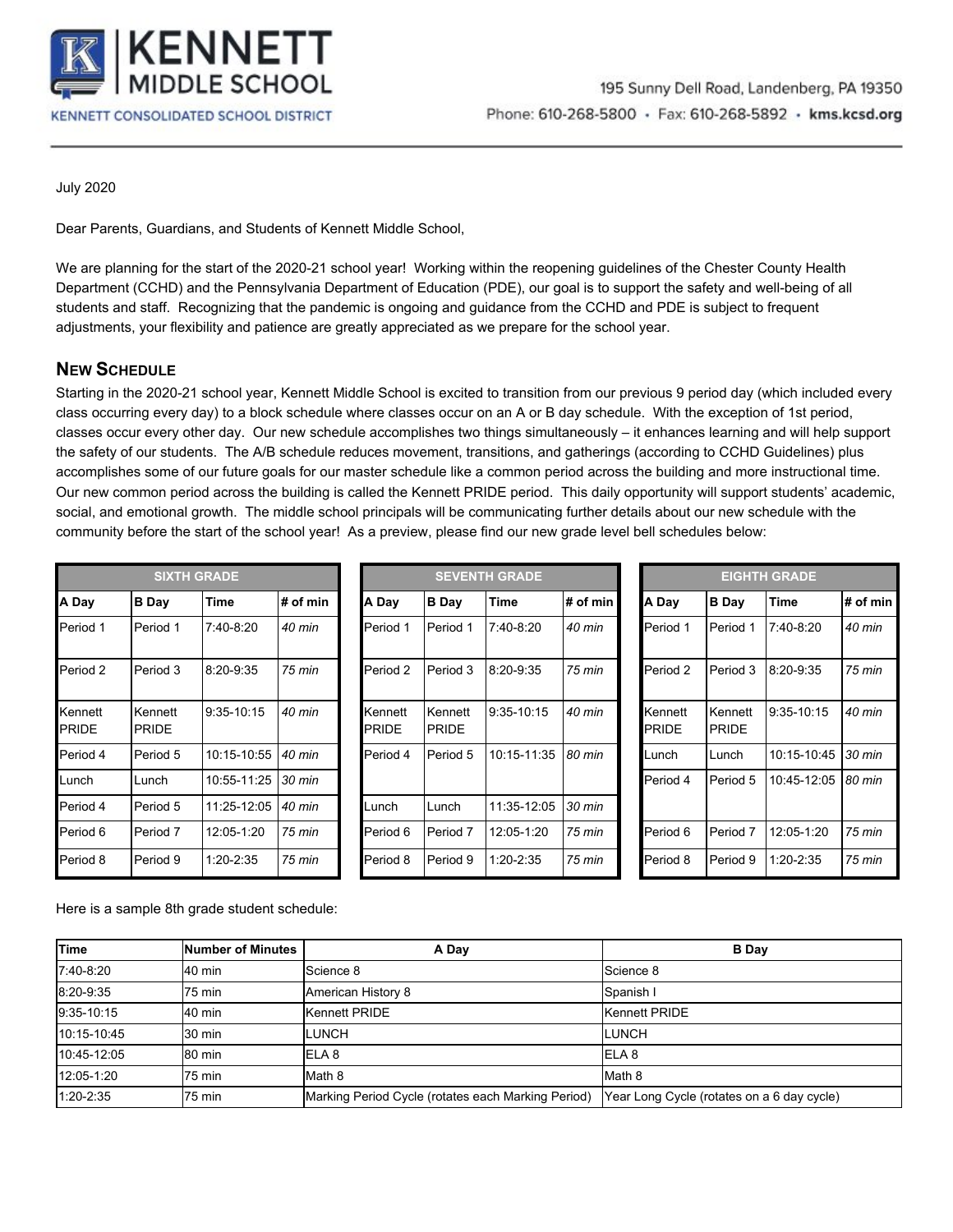# KENNETT MIDDLE SCHOOL

KENNETT CONSOLIDATED SCHOOL DISTRICT

195 Sunny Dell Road, Landenberg, PA 19350
Phone: 610-268-5800 • Fax: 610-268-5892 • kms.kcsd.org

July 2020

Dear Parents, Guardians, and Students of Kennett Middle School,

We are planning for the start of the 2020-21 school year! Working within the reopening guidelines of the Chester County Health Department (CCHD) and the Pennsylvania Department of Education (PDE), our goal is to support the safety and well-being of all students and staff. Recognizing that the pandemic is ongoing and guidance from the CCHD and PDE is subject to frequent adjustments, your flexibility and patience are greatly appreciated as we prepare for the school year.

## New Schedule

Starting in the 2020-21 school year, Kennett Middle School is excited to transition from our previous 9 period day (which included every class occurring every day) to a block schedule where classes occur on an A or B day schedule. With the exception of 1st period, classes occur every other day. Our new schedule accomplishes two things simultaneously – it enhances learning and will help support the safety of our students. The A/B schedule reduces movement, transitions, and gatherings (according to CCHD Guidelines) plus accomplishes some of our future goals for our master schedule like a common period across the building and more instructional time. Our new common period across the building is called the Kennett PRIDE period. This daily opportunity will support students' academic, social, and emotional growth. The middle school principals will be communicating further details about our new schedule with the community before the start of the school year! As a preview, please find our new grade level bell schedules below:

| SIXTH GRADE | | | |
|---|---|---|---|
| **A Day** | **B Day** | **Time** | **# of min** |
| Period 1 | Period 1 | 7:40-8:20 | *40 min* |
| Period 2 | Period 3 | 8:20-9:35 | *75 min* |
| Kennett PRIDE | Kennett PRIDE | 9:35-10:15 | *40 min* |
| Period 4 | Period 5 | 10:15-10:55 | *40 min* |
| Lunch | Lunch | 10:55-11:25 | *30 min* |
| Period 4 | Period 5 | 11:25-12:05 | *40 min* |
| Period 6 | Period 7 | 12:05-1:20 | *75 min* |
| Period 8 | Period 9 | 1:20-2:35 | *75 min* |

| SEVENTH GRADE | | | |
|---|---|---|---|
| **A Day** | **B Day** | **Time** | **# of min** |
| Period 1 | Period 1 | 7:40-8:20 | *40 min* |
| Period 2 | Period 3 | 8:20-9:35 | *75 min* |
| Kennett PRIDE | Kennett PRIDE | 9:35-10:15 | *40 min* |
| Period 4 | Period 5 | 10:15-11:35 | *80 min* |
| Lunch | Lunch | 11:35-12:05 | *30 min* |
| Period 6 | Period 7 | 12:05-1:20 | *75 min* |
| Period 8 | Period 9 | 1:20-2:35 | *75 min* |

| EIGHTH GRADE | | | |
|---|---|---|---|
| **A Day** | **B Day** | **Time** | **# of min** |
| Period 1 | Period 1 | 7:40-8:20 | *40 min* |
| Period 2 | Period 3 | 8:20-9:35 | *75 min* |
| Kennett PRIDE | Kennett PRIDE | 9:35-10:15 | *40 min* |
| Lunch | Lunch | 10:15-10:45 | *30 min* |
| Period 4 | Period 5 | 10:45-12:05 | *80 min* |
| Period 6 | Period 7 | 12:05-1:20 | *75 min* |
| Period 8 | Period 9 | 1:20-2:35 | *75 min* |

Here is a sample 8th grade student schedule:

| Time | Number of Minutes | A Day | B Day |
|---|---|---|---|
| 7:40-8:20 | 40 min | Science 8 | Science 8 |
| 8:20-9:35 | 75 min | American History 8 | Spanish I |
| 9:35-10:15 | 40 min | Kennett PRIDE | Kennett PRIDE |
| 10:15-10:45 | 30 min | LUNCH | LUNCH |
| 10:45-12:05 | 80 min | ELA 8 | ELA 8 |
| 12:05-1:20 | 75 min | Math 8 | Math 8 |
| 1:20-2:35 | 75 min | Marking Period Cycle (rotates each Marking Period) | Year Long Cycle (rotates on a 6 day cycle) |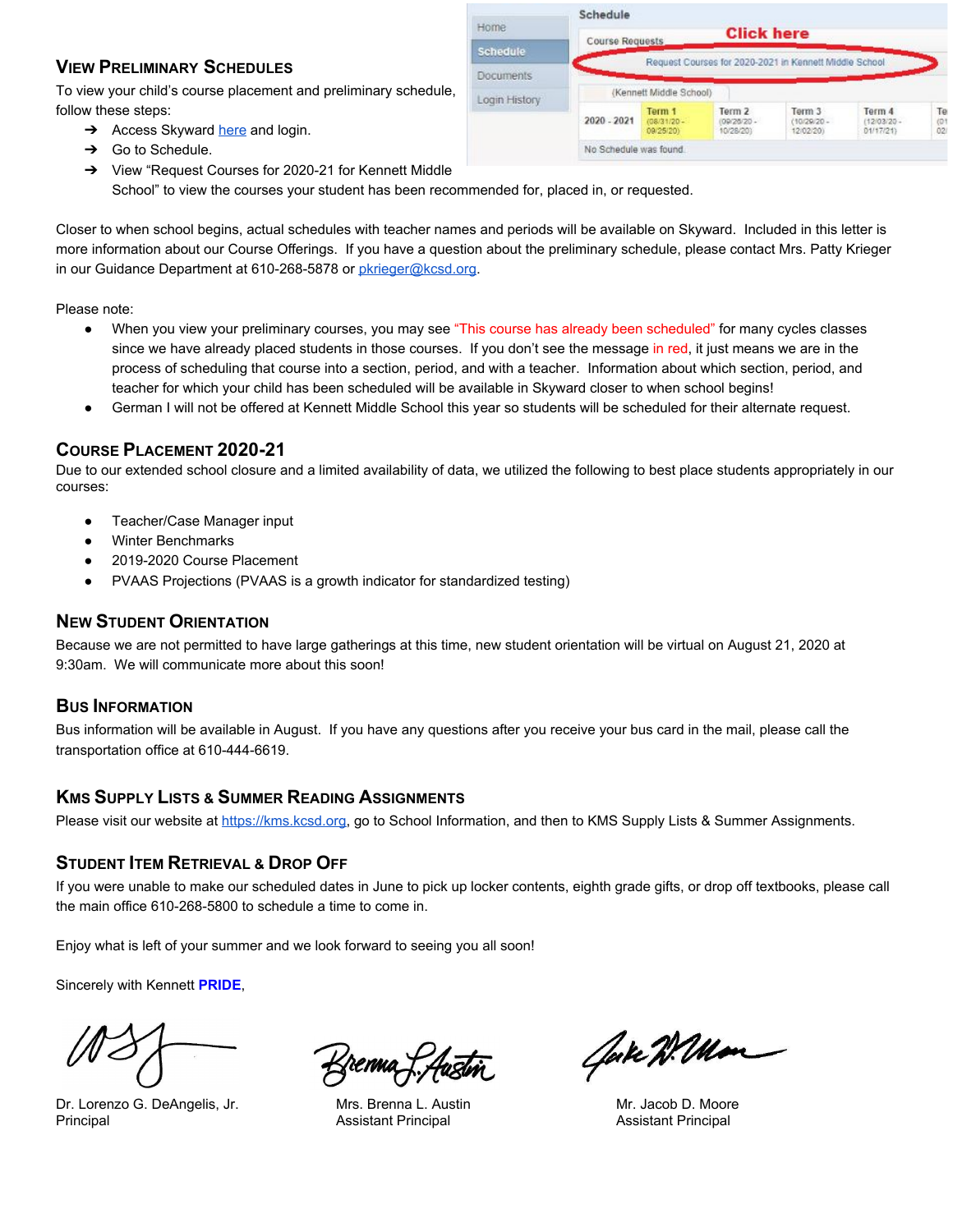## View Preliminary Schedules

To view your child's course placement and preliminary schedule, follow these steps:

- ➔ Access Skyward [here](#) and login.
- ➔ Go to Schedule.
- ➔ View "Request Courses for 2020-21 for Kennett Middle School" to view the courses your student has been recommended for, placed in, or requested.

Closer to when school begins, actual schedules with teacher names and periods will be available on Skyward. Included in this letter is more information about our Course Offerings. If you have a question about the preliminary schedule, please contact Mrs. Patty Krieger in our Guidance Department at 610-268-5878 or pkrieger@kcsd.org.

Please note:

- When you view your preliminary courses, you may see "This course has already been scheduled" for many cycles classes since we have already placed students in those courses. If you don't see the message in red, it just means we are in the process of scheduling that course into a section, period, and with a teacher. Information about which section, period, and teacher for which your child has been scheduled will be available in Skyward closer to when school begins!
- German I will not be offered at Kennett Middle School this year so students will be scheduled for their alternate request.

## Course Placement 2020-21

Due to our extended school closure and a limited availability of data, we utilized the following to best place students appropriately in our courses:

- Teacher/Case Manager input
- Winter Benchmarks
- 2019-2020 Course Placement
- PVAAS Projections (PVAAS is a growth indicator for standardized testing)

## New Student Orientation

Because we are not permitted to have large gatherings at this time, new student orientation will be virtual on August 21, 2020 at 9:30am. We will communicate more about this soon!

## Bus Information

Bus information will be available in August. If you have any questions after you receive your bus card in the mail, please call the transportation office at 610-444-6619.

## KMS Supply Lists & Summer Reading Assignments

Please visit our website at https://kms.kcsd.org, go to School Information, and then to KMS Supply Lists & Summer Assignments.

## Student Item Retrieval & Drop Off

If you were unable to make our scheduled dates in June to pick up locker contents, eighth grade gifts, or drop off textbooks, please call the main office 610-268-5800 to schedule a time to come in.

Enjoy what is left of your summer and we look forward to seeing you all soon!

Sincerely with Kennett **PRIDE**,

Dr. Lorenzo G. DeAngelis, Jr.
Principal

Mrs. Brenna L. Austin
Assistant Principal

Mr. Jacob D. Moore
Assistant Principal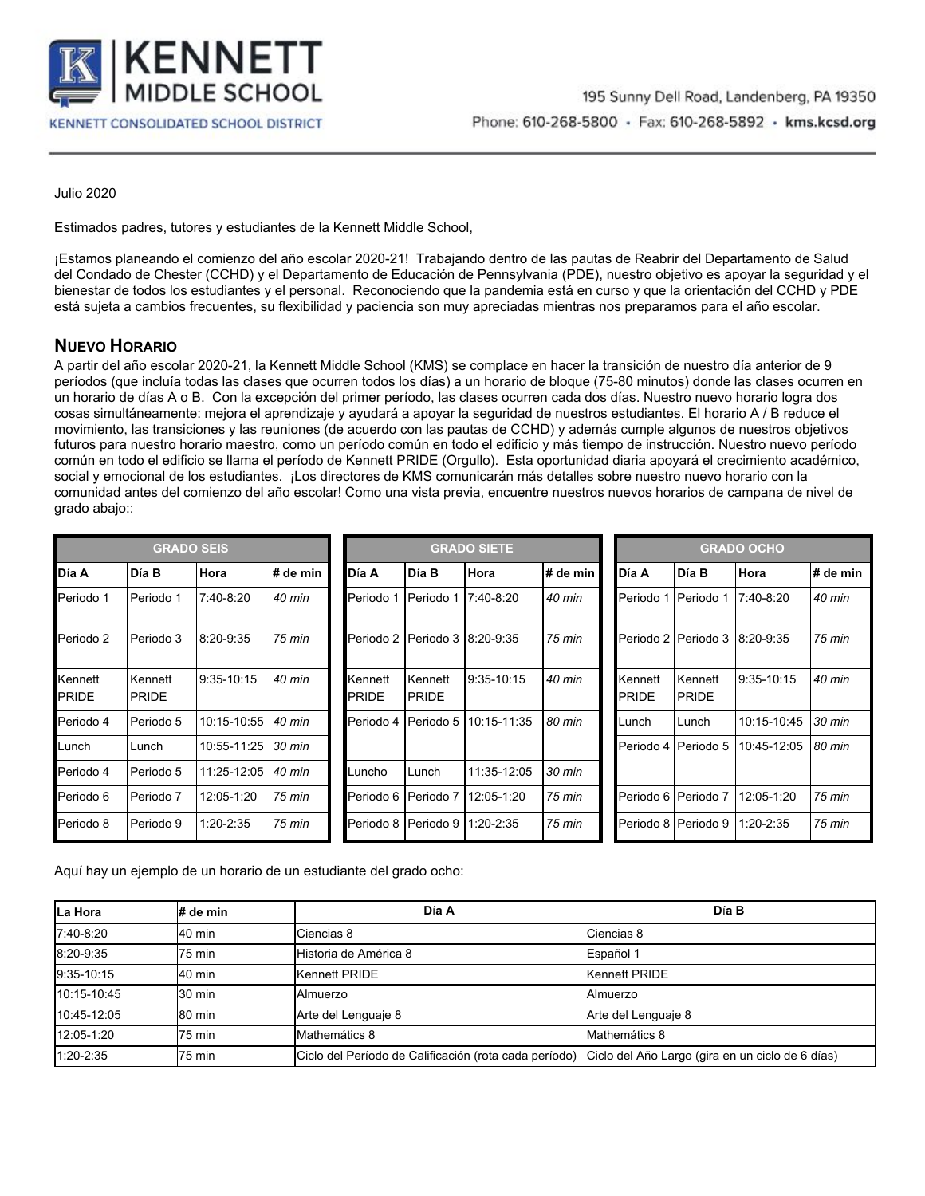# KENNETT MIDDLE SCHOOL

KENNETT CONSOLIDATED SCHOOL DISTRICT

195 Sunny Dell Road, Landenberg, PA 19350

Phone: 610-268-5800 • Fax: 610-268-5892 • kms.kcsd.org

Julio 2020

Estimados padres, tutores y estudiantes de la Kennett Middle School,

¡Estamos planeando el comienzo del año escolar 2020-21! Trabajando dentro de las pautas de Reabrir del Departamento de Salud del Condado de Chester (CCHD) y el Departamento de Educación de Pennsylvania (PDE), nuestro objetivo es apoyar la seguridad y el bienestar de todos los estudiantes y el personal. Reconociendo que la pandemia está en curso y que la orientación del CCHD y PDE está sujeta a cambios frecuentes, su flexibilidad y paciencia son muy apreciadas mientras nos preparamos para el año escolar.

## Nuevo Horario

A partir del año escolar 2020-21, la Kennett Middle School (KMS) se complace en hacer la transición de nuestro día anterior de 9 períodos (que incluía todas las clases que ocurren todos los días) a un horario de bloque (75-80 minutos) donde las clases ocurren en un horario de días A o B. Con la excepción del primer período, las clases ocurren cada dos días. Nuestro nuevo horario logra dos cosas simultáneamente: mejora el aprendizaje y ayudará a apoyar la seguridad de nuestros estudiantes. El horario A / B reduce el movimiento, las transiciones y las reuniones (de acuerdo con las pautas de CCHD) y además cumple algunos de nuestros objetivos futuros para nuestro horario maestro, como un período común en todo el edificio y más tiempo de instrucción. Nuestro nuevo período común en todo el edificio se llama el período de Kennett PRIDE (Orgullo). Esta oportunidad diaria apoyará el crecimiento académico, social y emocional de los estudiantes. ¡Los directores de KMS comunicarán más detalles sobre nuestro nuevo horario con la comunidad antes del comienzo del año escolar! Como una vista previa, encuentre nuestros nuevos horarios de campana de nivel de grado abajo::

| GRADO SEIS | | | |
|---|---|---|---|
| **Día A** | **Día B** | **Hora** | **# de min** |
| Periodo 1 | Periodo 1 | 7:40-8:20 | *40 min* |
| Periodo 2 | Periodo 3 | 8:20-9:35 | *75 min* |
| Kennett PRIDE | Kennett PRIDE | 9:35-10:15 | *40 min* |
| Periodo 4 | Periodo 5 | 10:15-10:55 | *40 min* |
| Lunch | Lunch | 10:55-11:25 | *30 min* |
| Periodo 4 | Periodo 5 | 11:25-12:05 | *40 min* |
| Periodo 6 | Periodo 7 | 12:05-1:20 | *75 min* |
| Periodo 8 | Periodo 9 | 1:20-2:35 | *75 min* |

| GRADO SIETE | | | |
|---|---|---|---|
| **Día A** | **Día B** | **Hora** | **# de min** |
| Periodo 1 | Periodo 1 | 7:40-8:20 | *40 min* |
| Periodo 2 | Periodo 3 | 8:20-9:35 | *75 min* |
| Kennett PRIDE | Kennett PRIDE | 9:35-10:15 | *40 min* |
| Periodo 4 | Periodo 5 | 10:15-11:35 | *80 min* |
| Luncho | Lunch | 11:35-12:05 | *30 min* |
| Periodo 6 | Periodo 7 | 12:05-1:20 | *75 min* |
| Periodo 8 | Periodo 9 | 1:20-2:35 | *75 min* |

| GRADO OCHO | | | |
|---|---|---|---|
| **Día A** | **Día B** | **Hora** | **# de min** |
| Periodo 1 | Periodo 1 | 7:40-8:20 | *40 min* |
| Periodo 2 | Periodo 3 | 8:20-9:35 | *75 min* |
| Kennett PRIDE | Kennett PRIDE | 9:35-10:15 | *40 min* |
| Lunch | Lunch | 10:15-10:45 | *30 min* |
| Periodo 4 | Periodo 5 | 10:45-12:05 | *80 min* |
| Periodo 6 | Periodo 7 | 12:05-1:20 | *75 min* |
| Periodo 8 | Periodo 9 | 1:20-2:35 | *75 min* |

Aquí hay un ejemplo de un horario de un estudiante del grado ocho:

| La Hora | # de min | Día A | Día B |
|---|---|---|---|
| 7:40-8:20 | 40 min | Ciencias 8 | Ciencias 8 |
| 8:20-9:35 | 75 min | Historia de América 8 | Español 1 |
| 9:35-10:15 | 40 min | Kennett PRIDE | Kennett PRIDE |
| 10:15-10:45 | 30 min | Almuerzo | Almuerzo |
| 10:45-12:05 | 80 min | Arte del Lenguaje 8 | Arte del Lenguaje 8 |
| 12:05-1:20 | 75 min | Mathemátics 8 | Mathemátics 8 |
| 1:20-2:35 | 75 min | Ciclo del Período de Calificación (rota cada período) | Ciclo del Año Largo (gira en un ciclo de 6 días) |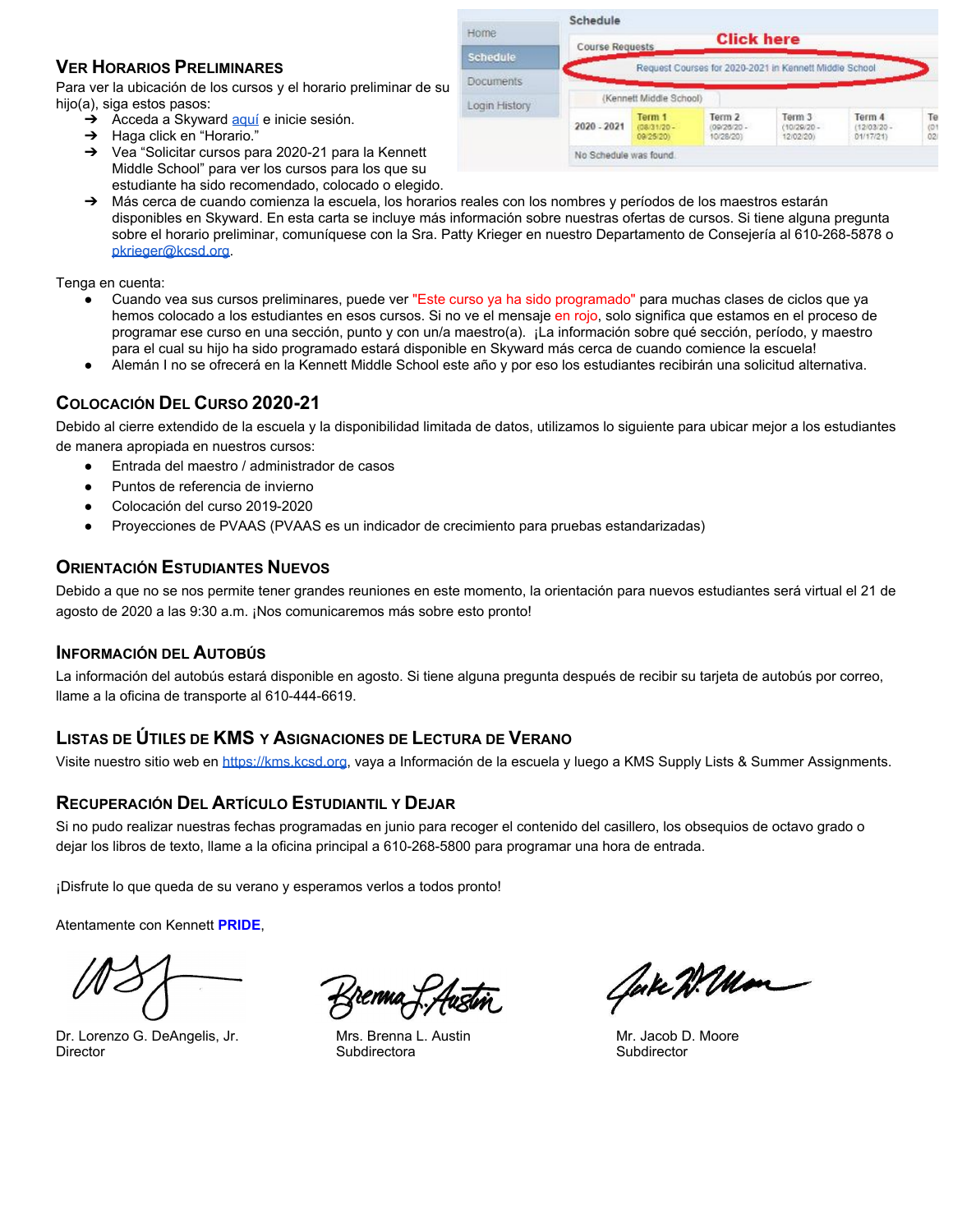## Ver Horarios Preliminares

Para ver la ubicación de los cursos y el horario preliminar de su hijo(a), siga estos pasos:

- ➔ Acceda a Skyward aquí e inicie sesión.
- ➔ Haga click en "Horario."
- ➔ Vea "Solicitar cursos para 2020-21 para la Kennett Middle School" para ver los cursos para los que su estudiante ha sido recomendado, colocado o elegido.
- ➔ Más cerca de cuando comienza la escuela, los horarios reales con los nombres y períodos de los maestros estarán disponibles en Skyward. En esta carta se incluye más información sobre nuestras ofertas de cursos. Si tiene alguna pregunta sobre el horario preliminar, comuníquese con la Sra. Patty Krieger en nuestro Departamento de Consejería al 610-268-5878 o pkrieger@kcsd.org.

Tenga en cuenta:

- Cuando vea sus cursos preliminares, puede ver "Este curso ya ha sido programado" para muchas clases de ciclos que ya hemos colocado a los estudiantes en esos cursos. Si no ve el mensaje en rojo, solo significa que estamos en el proceso de programar ese curso en una sección, punto y con un/a maestro(a). ¡La información sobre qué sección, período, y maestro para el cual su hijo ha sido programado estará disponible en Skyward más cerca de cuando comience la escuela!
- Alemán I no se ofrecerá en la Kennett Middle School este año y por eso los estudiantes recibirán una solicitud alternativa.

## Colocación Del Curso 2020-21

Debido al cierre extendido de la escuela y la disponibilidad limitada de datos, utilizamos lo siguiente para ubicar mejor a los estudiantes de manera apropiada en nuestros cursos:

- Entrada del maestro / administrador de casos
- Puntos de referencia de invierno
- Colocación del curso 2019-2020
- Proyecciones de PVAAS (PVAAS es un indicador de crecimiento para pruebas estandarizadas)

## Orientación Estudiantes Nuevos

Debido a que no se nos permite tener grandes reuniones en este momento, la orientación para nuevos estudiantes será virtual el 21 de agosto de 2020 a las 9:30 a.m. ¡Nos comunicaremos más sobre esto pronto!

## Información del Autobús

La información del autobús estará disponible en agosto. Si tiene alguna pregunta después de recibir su tarjeta de autobús por correo, llame a la oficina de transporte al 610-444-6619.

## Listas de Útiles de KMS y Asignaciones de Lectura de Verano

Visite nuestro sitio web en https://kms.kcsd.org, vaya a Información de la escuela y luego a KMS Supply Lists & Summer Assignments.

## Recuperación Del Artículo Estudiantil y Dejar

Si no pudo realizar nuestras fechas programadas en junio para recoger el contenido del casillero, los obsequios de octavo grado o dejar los libros de texto, llame a la oficina principal a 610-268-5800 para programar una hora de entrada.

¡Disfrute lo que queda de su verano y esperamos verlos a todos pronto!

Atentamente con Kennett **PRIDE**,

Dr. Lorenzo G. DeAngelis, Jr.
Director

Mrs. Brenna L. Austin
Subdirectora

Mr. Jacob D. Moore
Subdirector